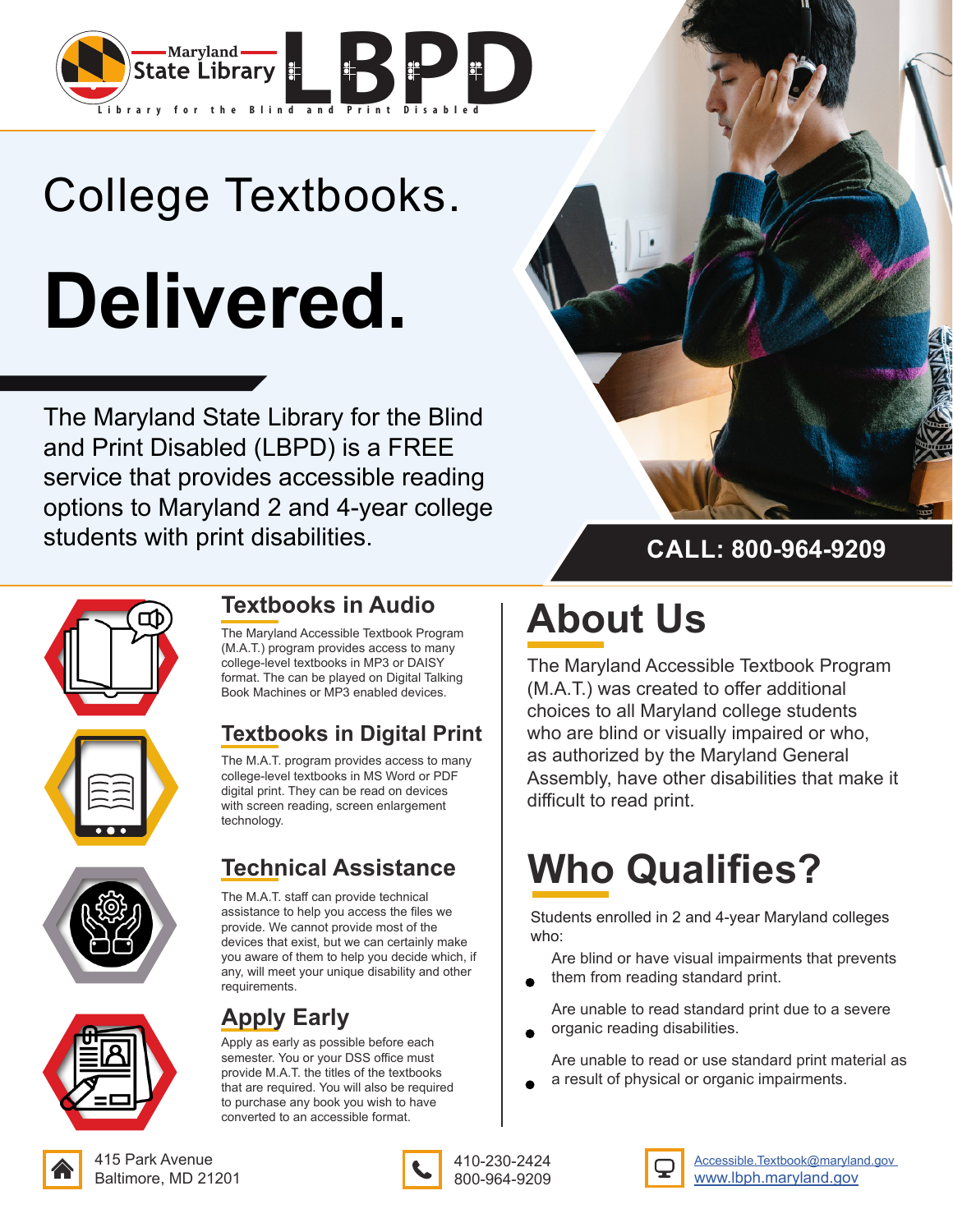Maryland State Library

# LBPD

Library for the Blind and Print Disabled

# College Textbooks.

# Delivered.

The Maryland State Library for the Blind and Print Disabled (LBPD) is a FREE service that provides accessible reading options to Maryland 2 and 4-year college students with print disabilities.

**CALL: 800-964-9209**

### Textbooks in Audio

The Maryland Accessible Textbook Program (M.A.T.) program provides access to many college-level textbooks in MP3 or DAISY format. The can be played on Digital Talking Book Machines or MP3 enabled devices.

### Textbooks in Digital Print

The M.A.T. program provides access to many college-level textbooks in MS Word or PDF digital print. They can be read on devices with screen reading, screen enlargement technology.

### Technical Assistance

The M.A.T. staff can provide technical assistance to help you access the files we provide. We cannot provide most of the devices that exist, but we can certainly make you aware of them to help you decide which, if any, will meet your unique disability and other requirements.

### Apply Early

Apply as early as possible before each semester. You or your DSS office must provide M.A.T. the titles of the textbooks that are required. You will also be required to purchase any book you wish to have converted to an accessible format.

## About Us

The Maryland Accessible Textbook Program (M.A.T.) was created to offer additional choices to all Maryland college students who are blind or visually impaired or who, as authorized by the Maryland General Assembly, have other disabilities that make it difficult to read print.

## Who Qualifies?

Students enrolled in 2 and 4-year Maryland colleges who:

- Are blind or have visual impairments that prevents them from reading standard print.
- Are unable to read standard print due to a severe organic reading disabilities.
- Are unable to read or use standard print material as a result of physical or organic impairments.

415 Park Avenue
Baltimore, MD 21201

410-230-2424
800-964-9209

Accessible.Textbook@maryland.gov
www.lbph.maryland.gov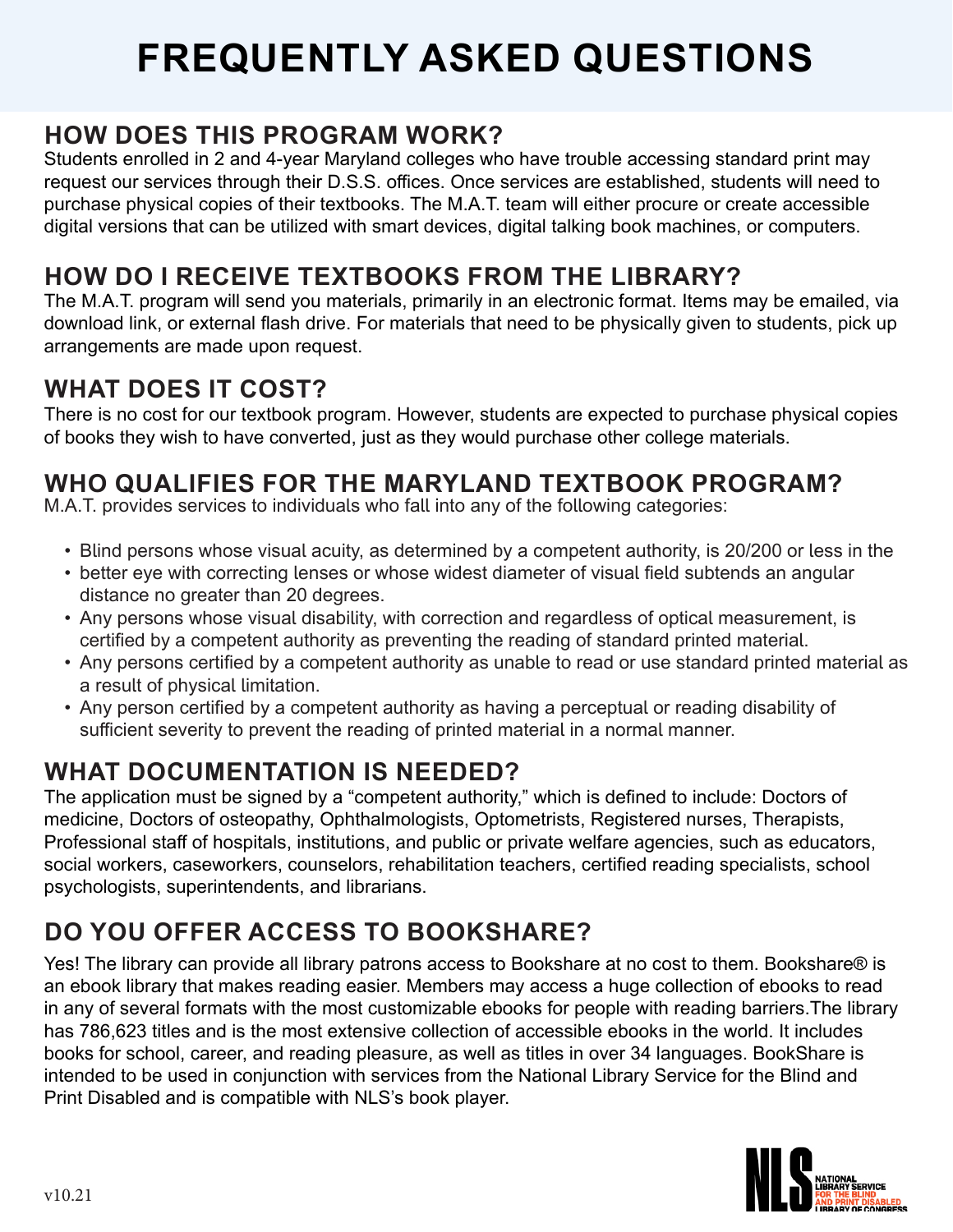# FREQUENTLY ASKED QUESTIONS

## HOW DOES THIS PROGRAM WORK?

Students enrolled in 2 and 4-year Maryland colleges who have trouble accessing standard print may request our services through their D.S.S. offices. Once services are established, students will need to purchase physical copies of their textbooks. The M.A.T. team will either procure or create accessible digital versions that can be utilized with smart devices, digital talking book machines, or computers.

## HOW DO I RECEIVE TEXTBOOKS FROM THE LIBRARY?

The M.A.T. program will send you materials, primarily in an electronic format. Items may be emailed, via download link, or external flash drive. For materials that need to be physically given to students, pick up arrangements are made upon request.

## WHAT DOES IT COST?

There is no cost for our textbook program. However, students are expected to purchase physical copies of books they wish to have converted, just as they would purchase other college materials.

## WHO QUALIFIES FOR THE MARYLAND TEXTBOOK PROGRAM?

M.A.T. provides services to individuals who fall into any of the following categories:

- Blind persons whose visual acuity, as determined by a competent authority, is 20/200 or less in the
- better eye with correcting lenses or whose widest diameter of visual field subtends an angular distance no greater than 20 degrees.
- Any persons whose visual disability, with correction and regardless of optical measurement, is certified by a competent authority as preventing the reading of standard printed material.
- Any persons certified by a competent authority as unable to read or use standard printed material as a result of physical limitation.
- Any person certified by a competent authority as having a perceptual or reading disability of sufficient severity to prevent the reading of printed material in a normal manner.

## WHAT DOCUMENTATION IS NEEDED?

The application must be signed by a "competent authority," which is defined to include: Doctors of medicine, Doctors of osteopathy, Ophthalmologists, Optometrists, Registered nurses, Therapists, Professional staff of hospitals, institutions, and public or private welfare agencies, such as educators, social workers, caseworkers, counselors, rehabilitation teachers, certified reading specialists, school psychologists, superintendents, and librarians.

## DO YOU OFFER ACCESS TO BOOKSHARE?

Yes! The library can provide all library patrons access to Bookshare at no cost to them. Bookshare® is an ebook library that makes reading easier. Members may access a huge collection of ebooks to read in any of several formats with the most customizable ebooks for people with reading barriers.The library has 786,623 titles and is the most extensive collection of accessible ebooks in the world. It includes books for school, career, and reading pleasure, as well as titles in over 34 languages. BookShare is intended to be used in conjunction with services from the National Library Service for the Blind and Print Disabled and is compatible with NLS's book player.

v10.21

NLS NATIONAL LIBRARY SERVICE FOR THE BLIND AND PRINT DISABLED LIBRARY OF CONGRESS